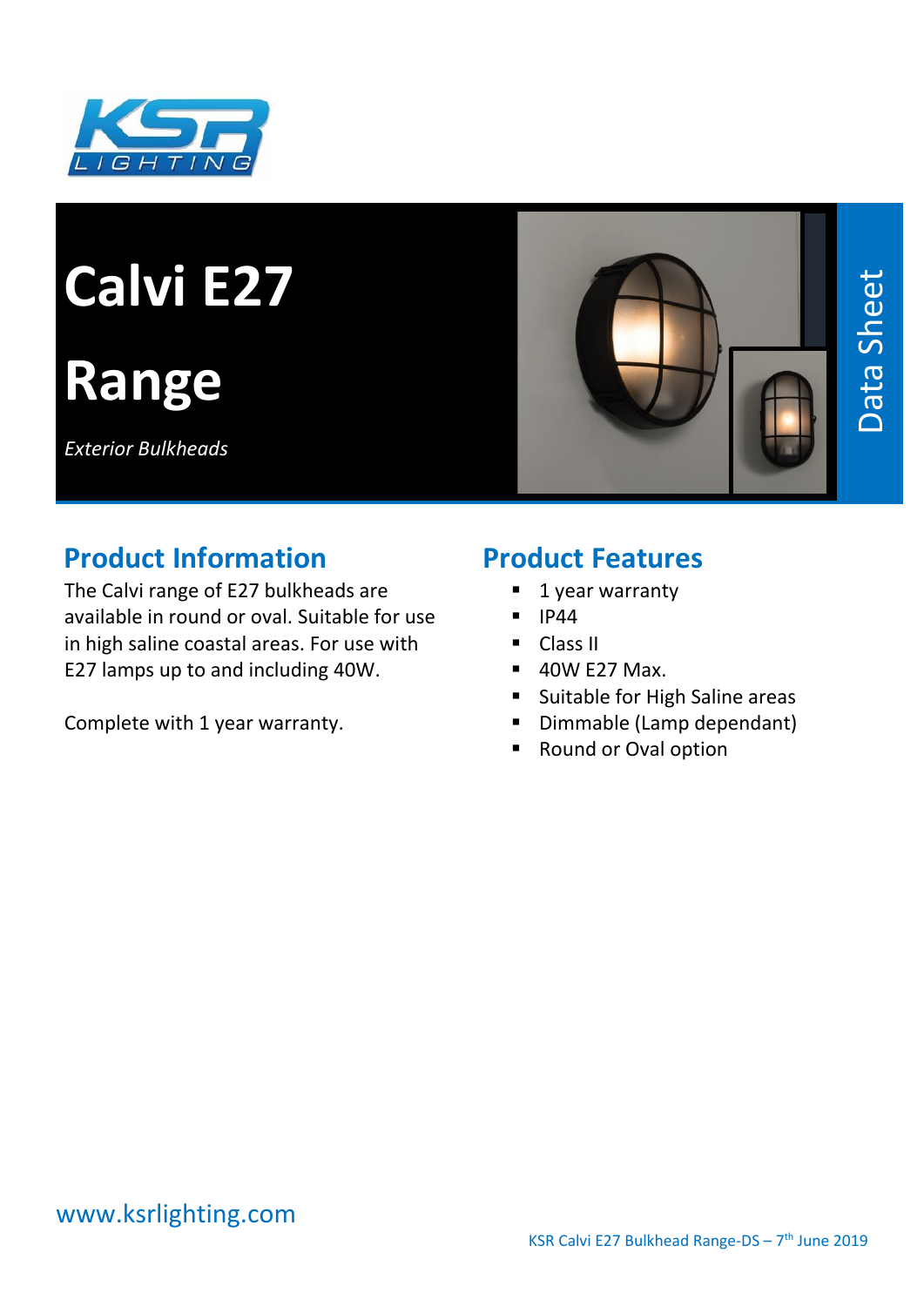# Calvi E27 Range

*Exterior Bulkheads*

Data Sheet

## Product Information

The Calvi range of E27 bulkheads are available in round or oval. Suitable for use in high saline coastal areas. For use with E27 lamps up to and including 40W.

Complete with 1 year warranty.

## Product Features

- 1 year warranty
- IP44
- Class II
- 40W E27 Max.
- Suitable for High Saline areas
- Dimmable (Lamp dependant)
- Round or Oval option

www.ksrlighting.com

KSR Calvi E27 Bulkhead Range-DS – 7th June 2019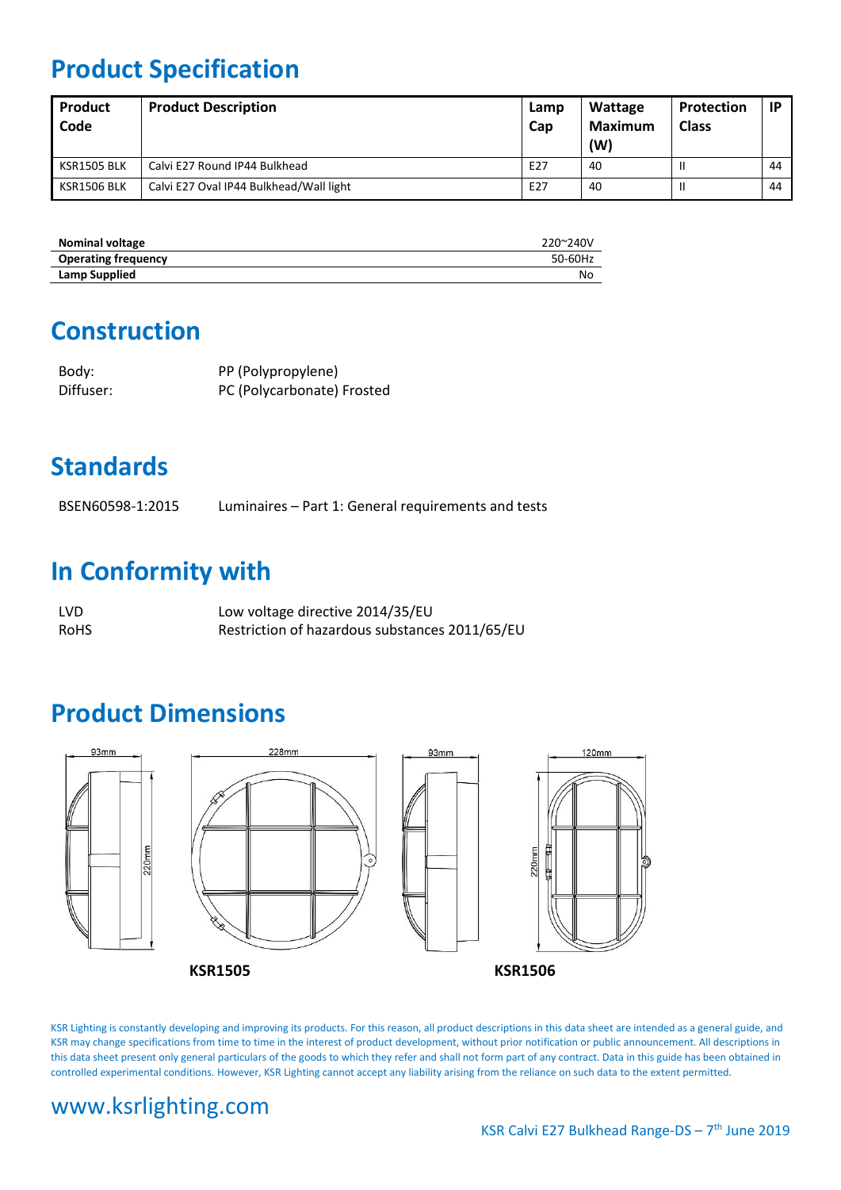## Product Specification

| Product Code | Product Description | Lamp Cap | Wattage Maximum (W) | Protection Class | IP |
|---|---|---|---|---|---|
| KSR1505 BLK | Calvi E27 Round IP44 Bulkhead | E27 | 40 | II | 44 |
| KSR1506 BLK | Calvi E27 Oval IP44 Bulkhead/Wall light | E27 | 40 | II | 44 |

| | |
|---|---|
| **Nominal voltage** | 220~240V |
| **Operating frequency** | 50-60Hz |
| **Lamp Supplied** | No |

## Construction

Body: PP (Polypropylene)
Diffuser: PC (Polycarbonate) Frosted

## Standards

BSEN60598-1:2015 Luminaires – Part 1: General requirements and tests

## In Conformity with

LVD Low voltage directive 2014/35/EU
RoHS Restriction of hazardous substances 2011/65/EU

## Product Dimensions

93mm
220mm
228mm
**KSR1505**

93mm
120mm
220mm
**KSR1506**

KSR Lighting is constantly developing and improving its products. For this reason, all product descriptions in this data sheet are intended as a general guide, and KSR may change specifications from time to time in the interest of product development, without prior notification or public announcement. All descriptions in this data sheet present only general particulars of the goods to which they refer and shall not form part of any contract. Data in this guide has been obtained in controlled experimental conditions. However, KSR Lighting cannot accept any liability arising from the reliance on such data to the extent permitted.

www.ksrlighting.com

KSR Calvi E27 Bulkhead Range-DS – 7th June 2019